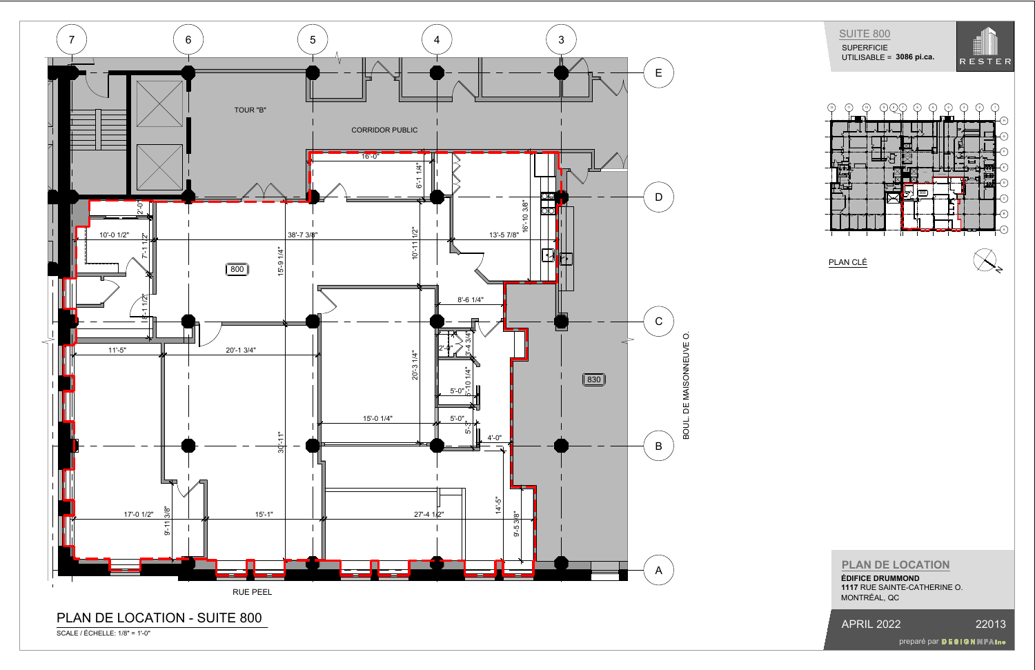## SUITE 800

SUPERFICIE UTILISABLE = **3086 pi.ca.**

RESTER

PLAN CLÉ

TOUR "B"

CORRIDOR PUBLIC

800

830

BOUL. DE MAISONNEUVE O.

RUE PEEL

16'-0"
6'-1 1/4"
16'-10 3/8"
13'-5 7/8"
10'-11 1/2"
38'-7 3/8"
15'-9 1/4"
10'-0 1/2"
7'-1 1/2"
2'-0"
5'-1 1/2"
8'-6 1/4"
11'-5"
20'-1 3/4"
20'-3 1/4"
2'-8"
3'-4 3/4"
5'-10 1/4"
5'-0"
5'-0"
5'-3"
15'-0 1/4"
4'-0"
30'-11"
14'-5"
17'-0 1/2"
9'-11 3/8"
15'-1"
27'-4 1/2"
9'-5 3/8"

## PLAN DE LOCATION - SUITE 800

SCALE / ÉCHELLE: 1/8" = 1'-0"

## PLAN DE LOCATION

**ÉDIFICE DRUMMOND**
**1117** RUE SAINTE-CATHERINE O.
MONTRÉAL, QC

APRIL 2022 22013

preparé par DESIGNHFAinc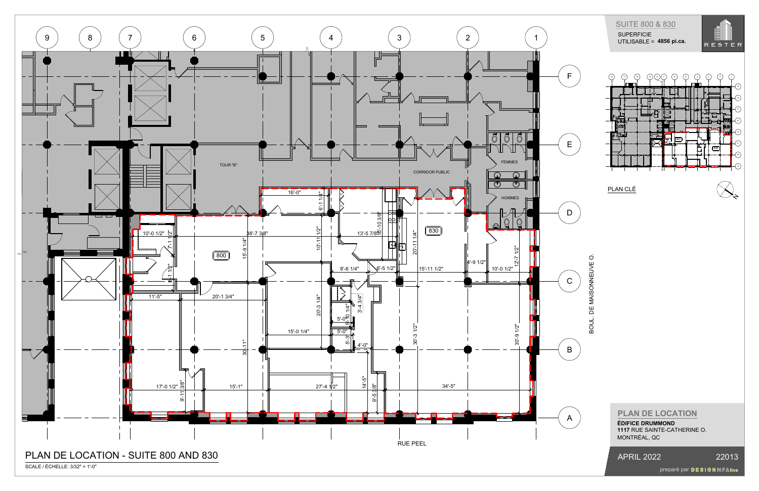SUITE 800 & 830

SUPERFICIE UTILISABLE = **4856 pi.ca.**

RESTER

PLAN CLÉ

TOUR "B"

CORRIDOR PUBLIC

FEMMES

HOMMES

800

830

BOUL. DE MAISONNEUVE O.

RUE PEEL

16'-0"
6'-1 1/4"
10'-0 1/2"
7'-1 1/2"
38'-7 3/8"
15'-9 1/4"
10'-11 1/2"
13'-5 7/8"
16'-10 3/8"
20'-11 1/4"
12'-7 1/2"
4'-9 1/2"
10'-0 1/2"
8'-1 1/2"
8'-6 1/4"
6'-5 1/2"
15'-11 1/2"
11'-5"
20'-1 3/4"
20'-3 1/4"
3'-4 3/4"
10 1/4"
5'-0"
5'-0"
15'-0 1/4"
5'-3"
4'-0"
30'-11"
30'-3 1/2"
30'-9 1/2"
17'-0 1/2"
9'-11 3/8"
15'-1"
27'-4 1/2"
14'-5"
9'-5 3/8"
34'-5"

9 8 7 6 5 4 3 2 1

F E D C B A

## PLAN DE LOCATION

**ÉDIFICE DRUMMOND**
**1117** RUE SAINTE-CATHERINE O.
MONTRÉAL, QC

APRIL 2022 22013

preparé par DESIGNNFAInc

## PLAN DE LOCATION - SUITE 800 AND 830

SCALE / ÉCHELLE: 3/32" = 1'-0"